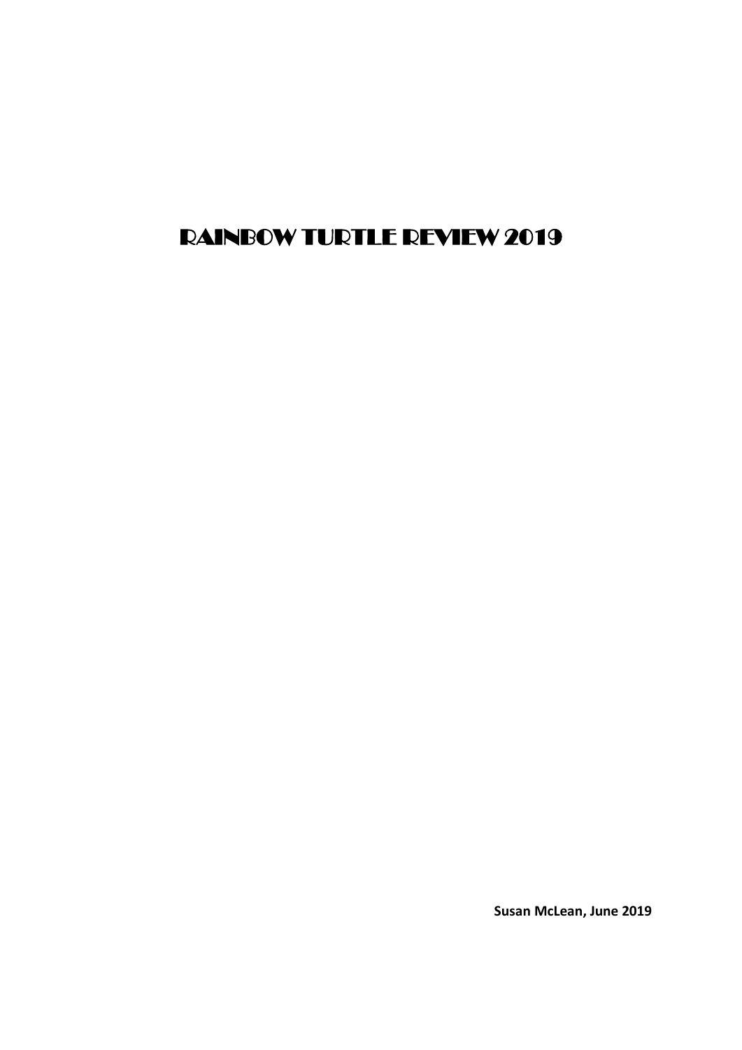# RAINBOW TURTLE REVIEW 2019

**Susan McLean, June 2019**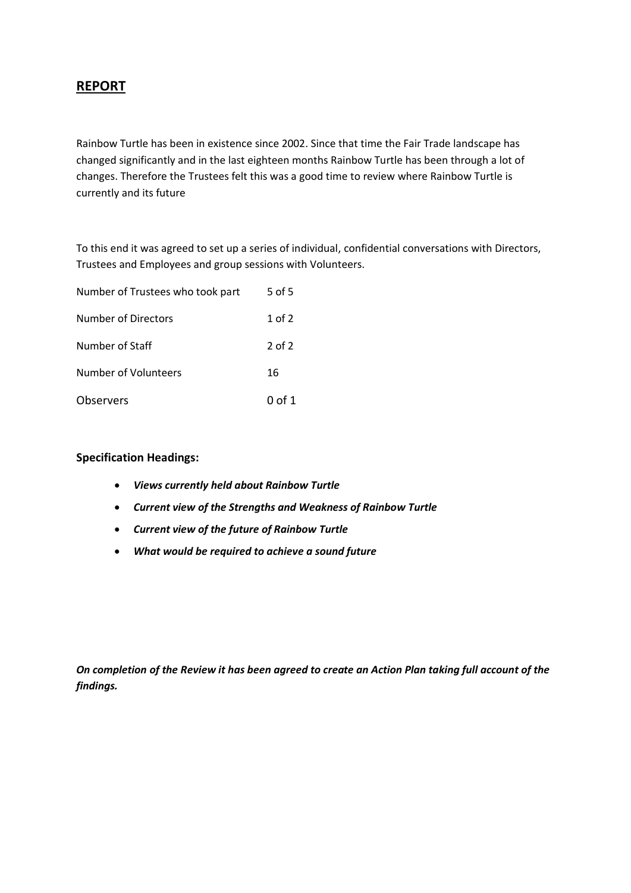## **REPORT**

Rainbow Turtle has been in existence since 2002. Since that time the Fair Trade landscape has changed significantly and in the last eighteen months Rainbow Turtle has been through a lot of changes. Therefore the Trustees felt this was a good time to review where Rainbow Turtle is currently and its future

To this end it was agreed to set up a series of individual, confidential conversations with Directors, Trustees and Employees and group sessions with Volunteers.

| | |
|---|---|
| Number of Trustees who took part | 5 of 5 |
| Number of Directors | 1 of 2 |
| Number of Staff | 2 of 2 |
| Number of Volunteers | 16 |
| Observers | 0 of 1 |

**Specification Headings:**

- ***Views currently held about Rainbow Turtle***
- ***Current view of the Strengths and Weakness of Rainbow Turtle***
- ***Current view of the future of Rainbow Turtle***
- ***What would be required to achieve a sound future***

***On completion of the Review it has been agreed to create an Action Plan taking full account of the findings.***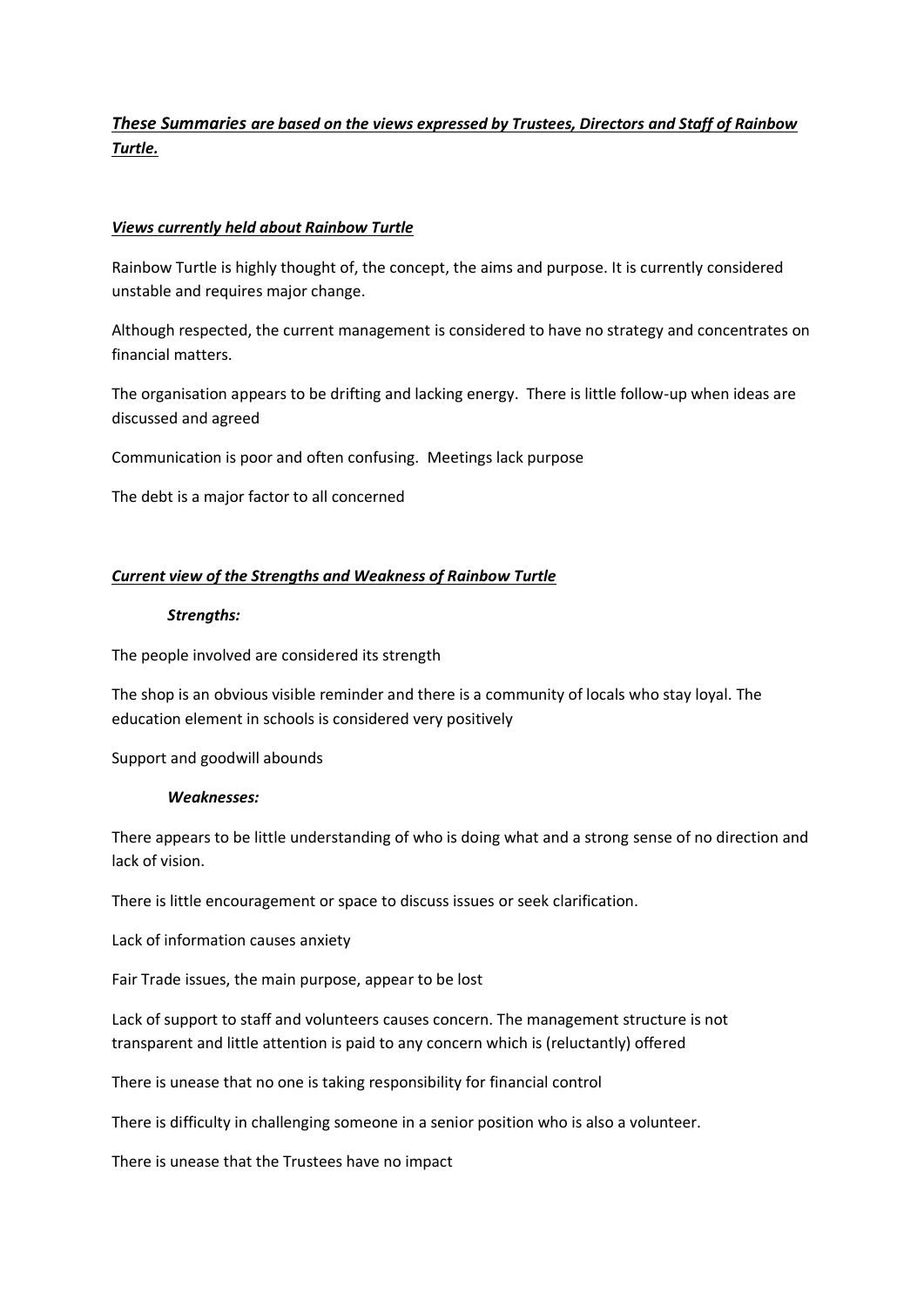***These Summaries are based on the views expressed by Trustees, Directors and Staff of Rainbow Turtle.***

***Views currently held about Rainbow Turtle***

Rainbow Turtle is highly thought of, the concept, the aims and purpose. It is currently considered unstable and requires major change.

Although respected, the current management is considered to have no strategy and concentrates on financial matters.

The organisation appears to be drifting and lacking energy. There is little follow-up when ideas are discussed and agreed

Communication is poor and often confusing. Meetings lack purpose

The debt is a major factor to all concerned

***Current view of the Strengths and Weakness of Rainbow Turtle***

***Strengths:***

The people involved are considered its strength

The shop is an obvious visible reminder and there is a community of locals who stay loyal. The education element in schools is considered very positively

Support and goodwill abounds

***Weaknesses:***

There appears to be little understanding of who is doing what and a strong sense of no direction and lack of vision.

There is little encouragement or space to discuss issues or seek clarification.

Lack of information causes anxiety

Fair Trade issues, the main purpose, appear to be lost

Lack of support to staff and volunteers causes concern. The management structure is not transparent and little attention is paid to any concern which is (reluctantly) offered

There is unease that no one is taking responsibility for financial control

There is difficulty in challenging someone in a senior position who is also a volunteer.

There is unease that the Trustees have no impact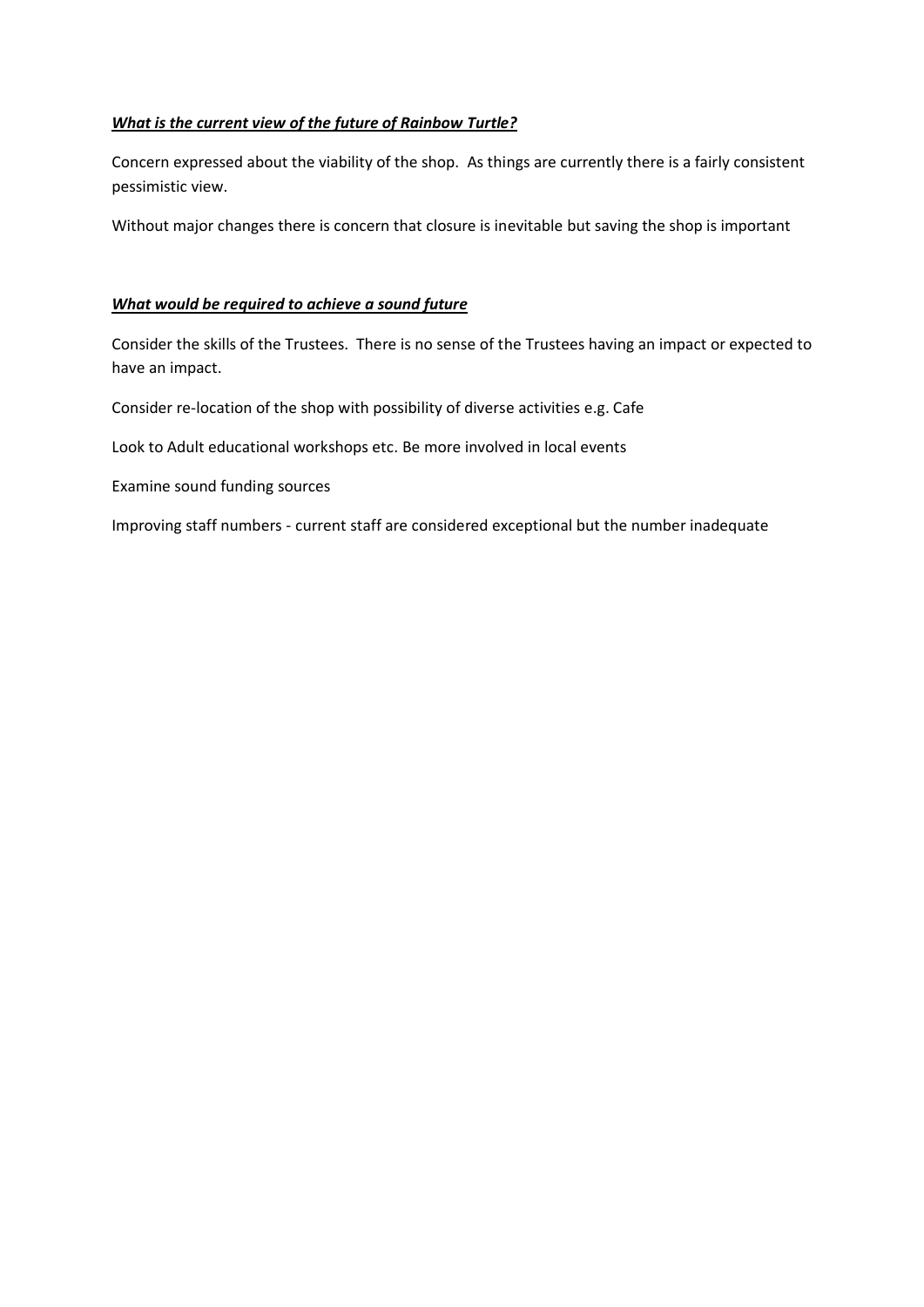***<u>What is the current view of the future of Rainbow Turtle?</u>***

Concern expressed about the viability of the shop. As things are currently there is a fairly consistent pessimistic view.

Without major changes there is concern that closure is inevitable but saving the shop is important

***<u>What would be required to achieve a sound future</u>***

Consider the skills of the Trustees. There is no sense of the Trustees having an impact or expected to have an impact.

Consider re-location of the shop with possibility of diverse activities e.g. Cafe

Look to Adult educational workshops etc. Be more involved in local events

Examine sound funding sources

Improving staff numbers - current staff are considered exceptional but the number inadequate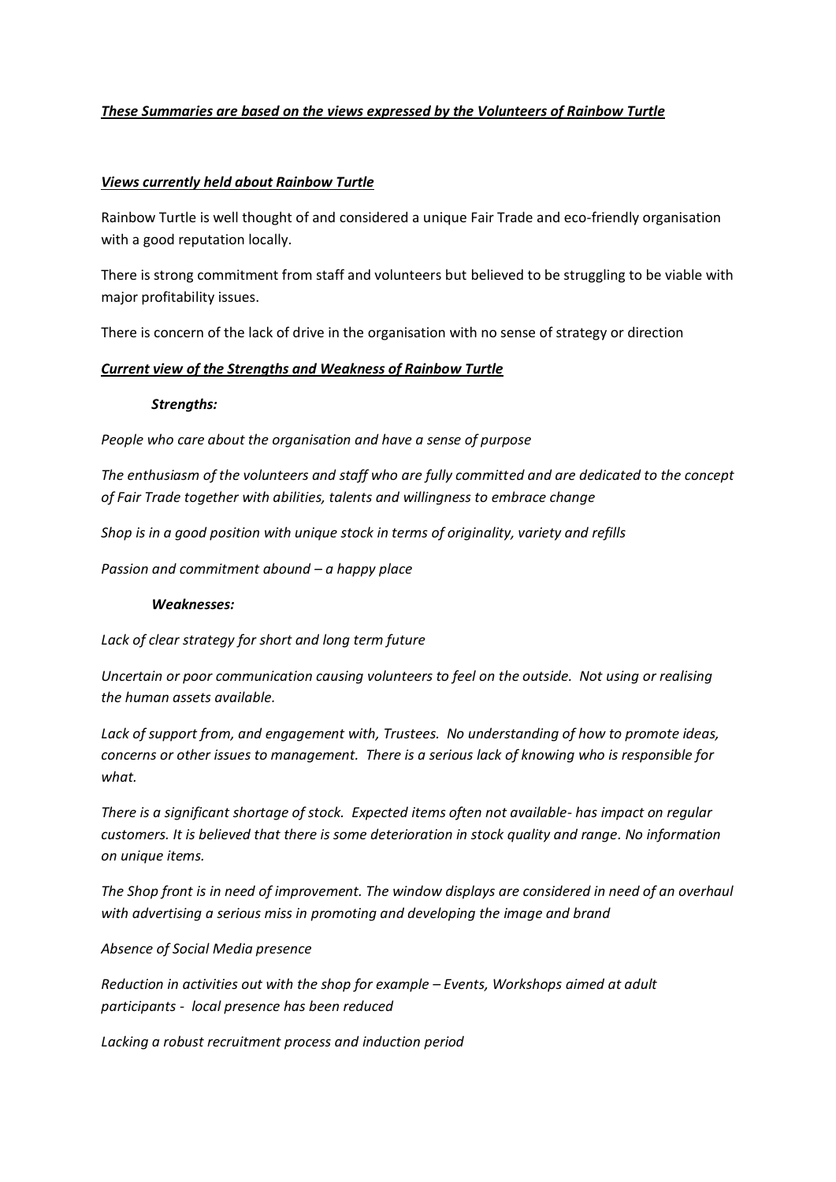***These Summaries are based on the views expressed by the Volunteers of Rainbow Turtle***

***Views currently held about Rainbow Turtle***

Rainbow Turtle is well thought of and considered a unique Fair Trade and eco-friendly organisation with a good reputation locally.

There is strong commitment from staff and volunteers but believed to be struggling to be viable with major profitability issues.

There is concern of the lack of drive in the organisation with no sense of strategy or direction

***Current view of the Strengths and Weakness of Rainbow Turtle***

***Strengths:***

*People who care about the organisation and have a sense of purpose*

*The enthusiasm of the volunteers and staff who are fully committed and are dedicated to the concept of Fair Trade together with abilities, talents and willingness to embrace change*

*Shop is in a good position with unique stock in terms of originality, variety and refills*

*Passion and commitment abound – a happy place*

***Weaknesses:***

*Lack of clear strategy for short and long term future*

*Uncertain or poor communication causing volunteers to feel on the outside. Not using or realising the human assets available.*

*Lack of support from, and engagement with, Trustees. No understanding of how to promote ideas, concerns or other issues to management. There is a serious lack of knowing who is responsible for what.*

*There is a significant shortage of stock. Expected items often not available- has impact on regular customers. It is believed that there is some deterioration in stock quality and range. No information on unique items.*

*The Shop front is in need of improvement. The window displays are considered in need of an overhaul with advertising a serious miss in promoting and developing the image and brand*

*Absence of Social Media presence*

*Reduction in activities out with the shop for example – Events, Workshops aimed at adult participants - local presence has been reduced*

*Lacking a robust recruitment process and induction period*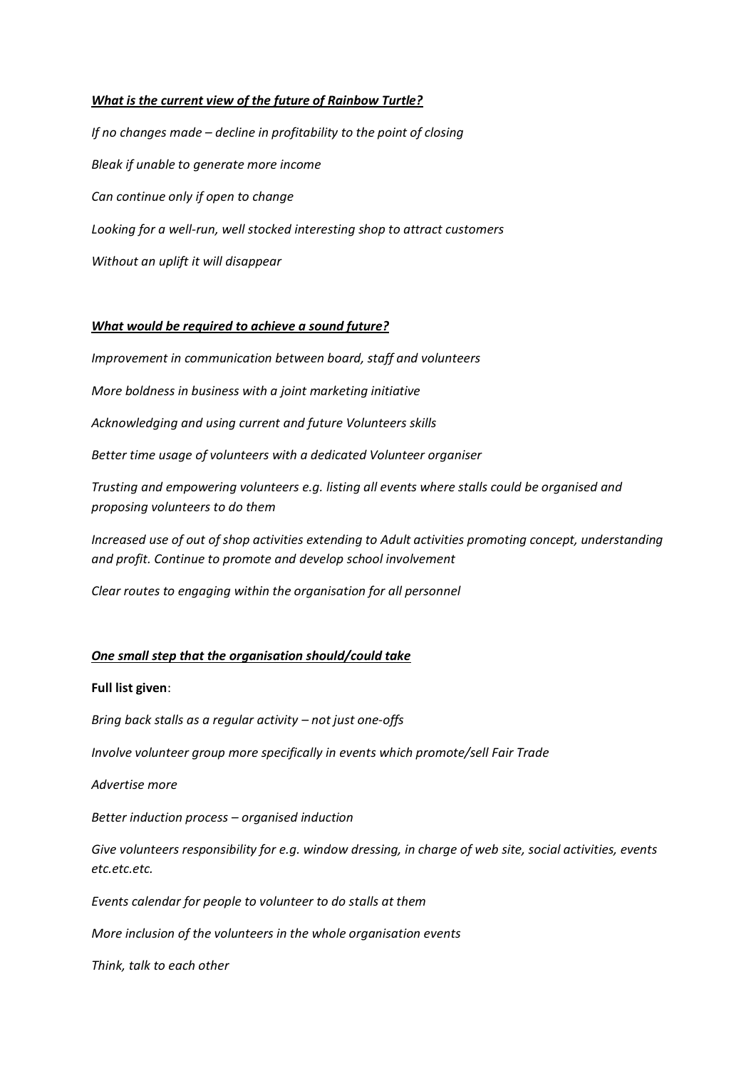***What is the current view of the future of Rainbow Turtle?***

*If no changes made – decline in profitability to the point of closing*

*Bleak if unable to generate more income*

*Can continue only if open to change*

*Looking for a well-run, well stocked interesting shop to attract customers*

*Without an uplift it will disappear*

***What would be required to achieve a sound future?***

*Improvement in communication between board, staff and volunteers*

*More boldness in business with a joint marketing initiative*

*Acknowledging and using current and future Volunteers skills*

*Better time usage of volunteers with a dedicated Volunteer organiser*

*Trusting and empowering volunteers e.g. listing all events where stalls could be organised and proposing volunteers to do them*

*Increased use of out of shop activities extending to Adult activities promoting concept, understanding and profit. Continue to promote and develop school involvement*

*Clear routes to engaging within the organisation for all personnel*

***One small step that the organisation should/could take***

**Full list given**:

*Bring back stalls as a regular activity – not just one-offs*

*Involve volunteer group more specifically in events which promote/sell Fair Trade*

*Advertise more*

*Better induction process – organised induction*

*Give volunteers responsibility for e.g. window dressing, in charge of web site, social activities, events etc.etc.etc.*

*Events calendar for people to volunteer to do stalls at them*

*More inclusion of the volunteers in the whole organisation events*

*Think, talk to each other*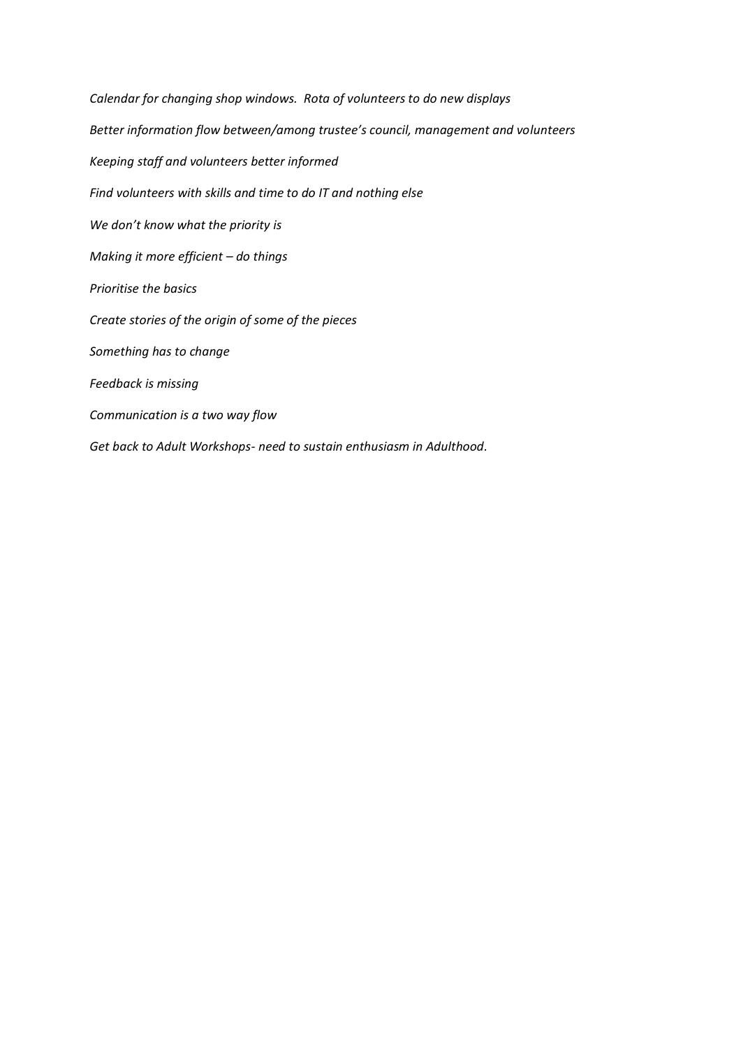*Calendar for changing shop windows.  Rota of volunteers to do new displays*

*Better information flow between/among trustee's council, management and volunteers*

*Keeping staff and volunteers better informed*

*Find volunteers with skills and time to do IT and nothing else*

*We don't know what the priority is*

*Making it more efficient – do things*

*Prioritise the basics*

*Create stories of the origin of some of the pieces*

*Something has to change*

*Feedback is missing*

*Communication is a two way flow*

*Get back to Adult Workshops- need to sustain enthusiasm in Adulthood*.